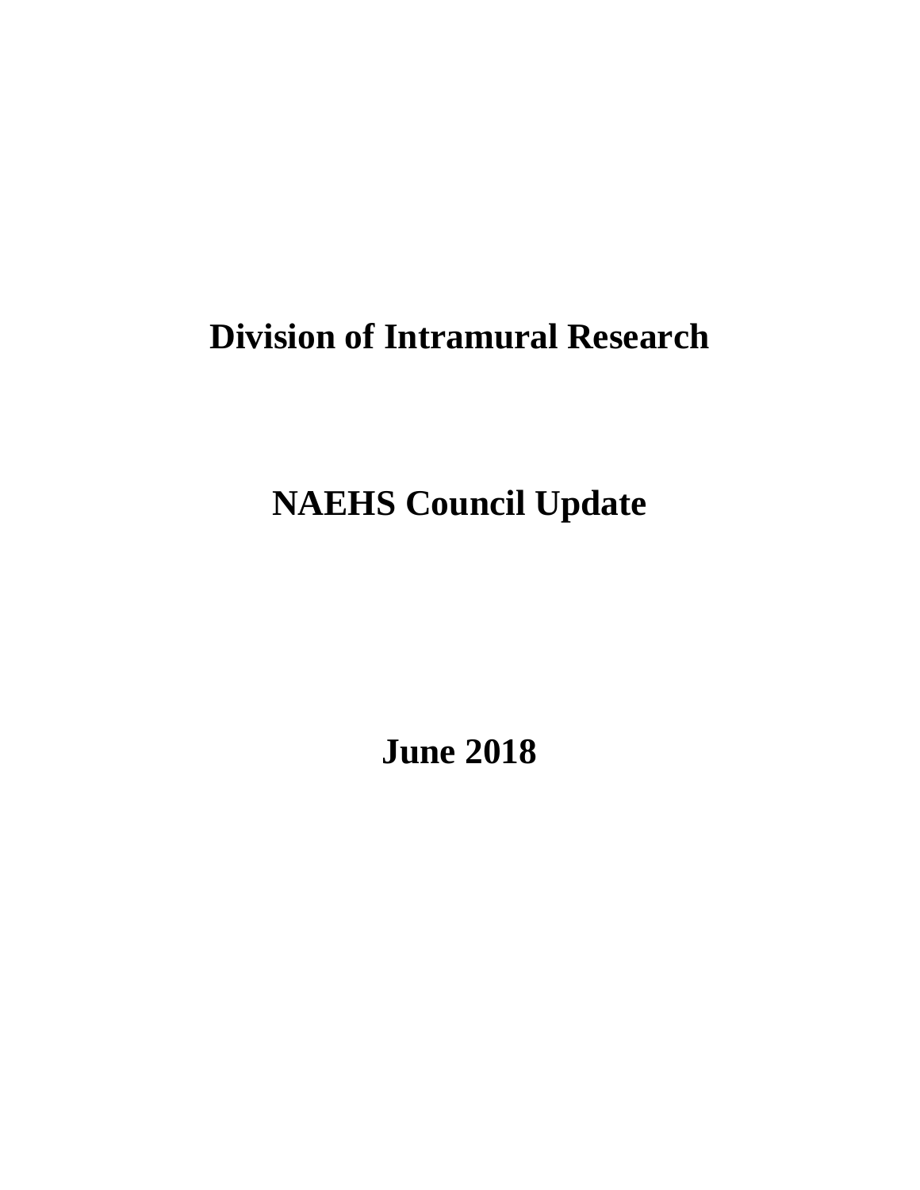# Division of Intramural Research

# NAEHS Council Update

# June 2018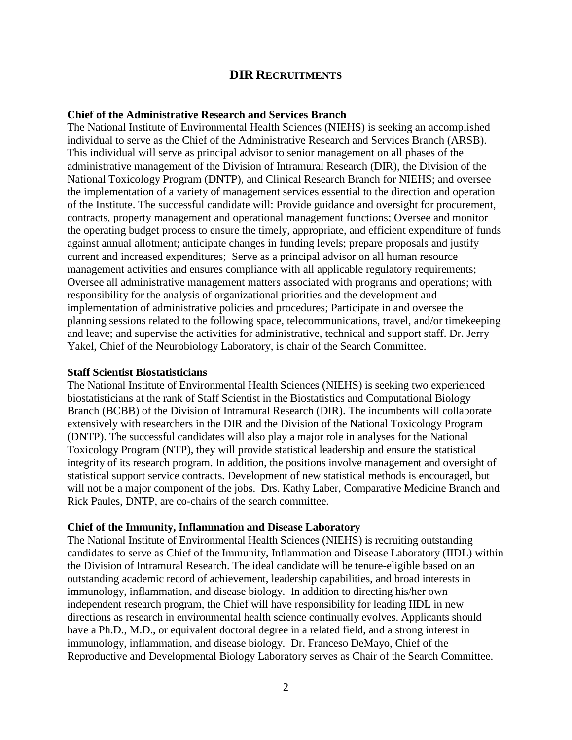## DIR RECRUITMENTS

**Chief of the Administrative Research and Services Branch**

The National Institute of Environmental Health Sciences (NIEHS) is seeking an accomplished individual to serve as the Chief of the Administrative Research and Services Branch (ARSB). This individual will serve as principal advisor to senior management on all phases of the administrative management of the Division of Intramural Research (DIR), the Division of the National Toxicology Program (DNTP), and Clinical Research Branch for NIEHS; and oversee the implementation of a variety of management services essential to the direction and operation of the Institute. The successful candidate will: Provide guidance and oversight for procurement, contracts, property management and operational management functions; Oversee and monitor the operating budget process to ensure the timely, appropriate, and efficient expenditure of funds against annual allotment; anticipate changes in funding levels; prepare proposals and justify current and increased expenditures; Serve as a principal advisor on all human resource management activities and ensures compliance with all applicable regulatory requirements; Oversee all administrative management matters associated with programs and operations; with responsibility for the analysis of organizational priorities and the development and implementation of administrative policies and procedures; Participate in and oversee the planning sessions related to the following space, telecommunications, travel, and/or timekeeping and leave; and supervise the activities for administrative, technical and support staff. Dr. Jerry Yakel, Chief of the Neurobiology Laboratory, is chair of the Search Committee.

**Staff Scientist Biostatisticians**

The National Institute of Environmental Health Sciences (NIEHS) is seeking two experienced biostatisticians at the rank of Staff Scientist in the Biostatistics and Computational Biology Branch (BCBB) of the Division of Intramural Research (DIR). The incumbents will collaborate extensively with researchers in the DIR and the Division of the National Toxicology Program (DNTP). The successful candidates will also play a major role in analyses for the National Toxicology Program (NTP), they will provide statistical leadership and ensure the statistical integrity of its research program. In addition, the positions involve management and oversight of statistical support service contracts. Development of new statistical methods is encouraged, but will not be a major component of the jobs. Drs. Kathy Laber, Comparative Medicine Branch and Rick Paules, DNTP, are co-chairs of the search committee.

**Chief of the Immunity, Inflammation and Disease Laboratory**

The National Institute of Environmental Health Sciences (NIEHS) is recruiting outstanding candidates to serve as Chief of the Immunity, Inflammation and Disease Laboratory (IIDL) within the Division of Intramural Research. The ideal candidate will be tenure-eligible based on an outstanding academic record of achievement, leadership capabilities, and broad interests in immunology, inflammation, and disease biology. In addition to directing his/her own independent research program, the Chief will have responsibility for leading IIDL in new directions as research in environmental health science continually evolves. Applicants should have a Ph.D., M.D., or equivalent doctoral degree in a related field, and a strong interest in immunology, inflammation, and disease biology. Dr. Franceso DeMayo, Chief of the Reproductive and Developmental Biology Laboratory serves as Chair of the Search Committee.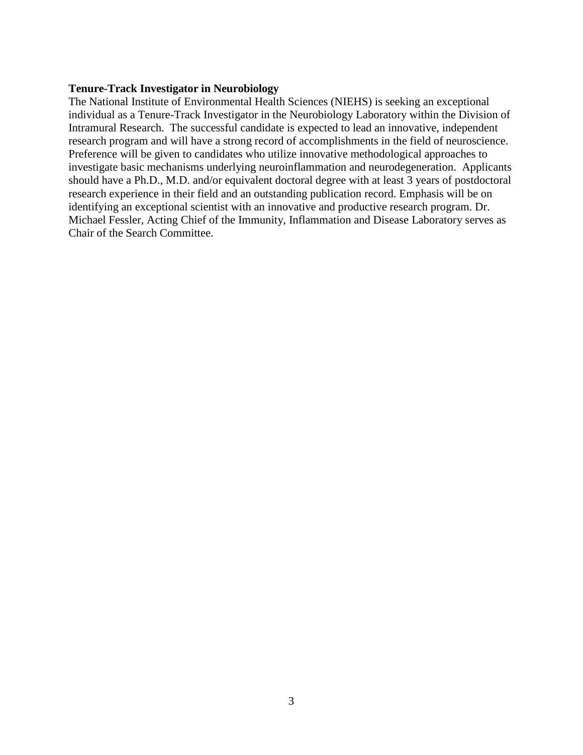**Tenure-Track Investigator in Neurobiology**

The National Institute of Environmental Health Sciences (NIEHS) is seeking an exceptional individual as a Tenure-Track Investigator in the Neurobiology Laboratory within the Division of Intramural Research. The successful candidate is expected to lead an innovative, independent research program and will have a strong record of accomplishments in the field of neuroscience. Preference will be given to candidates who utilize innovative methodological approaches to investigate basic mechanisms underlying neuroinflammation and neurodegeneration. Applicants should have a Ph.D., M.D. and/or equivalent doctoral degree with at least 3 years of postdoctoral research experience in their field and an outstanding publication record. Emphasis will be on identifying an exceptional scientist with an innovative and productive research program. Dr. Michael Fessler, Acting Chief of the Immunity, Inflammation and Disease Laboratory serves as Chair of the Search Committee.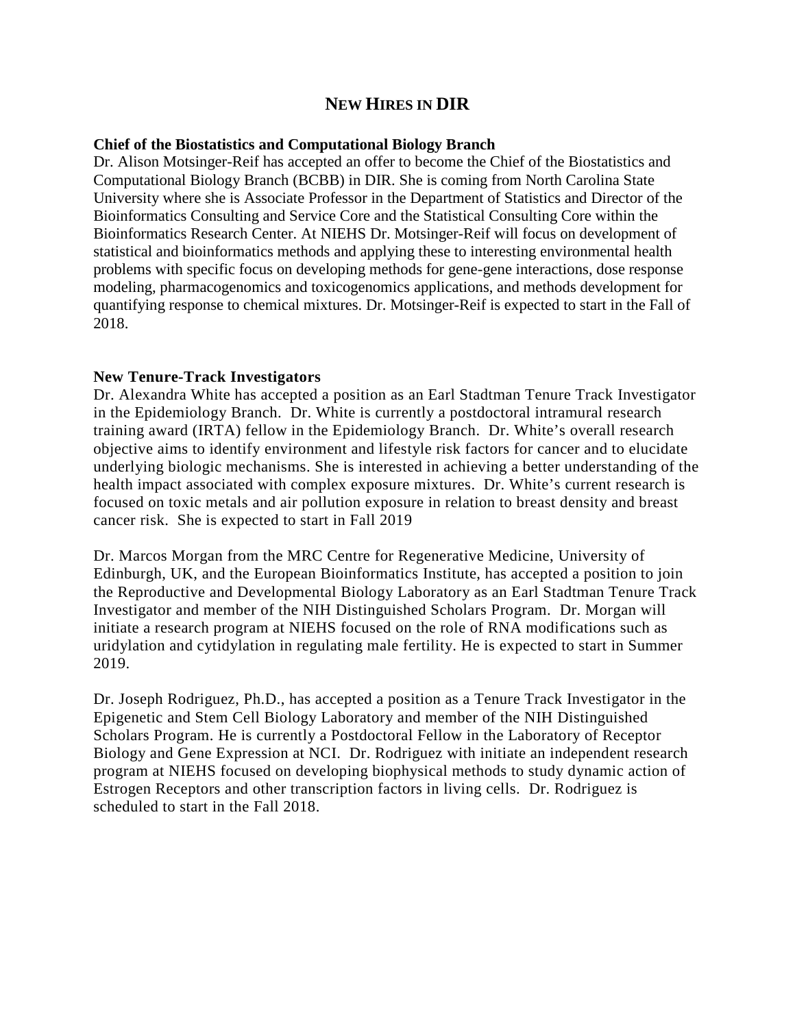# NEW HIRES IN DIR

**Chief of the Biostatistics and Computational Biology Branch**

Dr. Alison Motsinger-Reif has accepted an offer to become the Chief of the Biostatistics and Computational Biology Branch (BCBB) in DIR. She is coming from North Carolina State University where she is Associate Professor in the Department of Statistics and Director of the Bioinformatics Consulting and Service Core and the Statistical Consulting Core within the Bioinformatics Research Center. At NIEHS Dr. Motsinger-Reif will focus on development of statistical and bioinformatics methods and applying these to interesting environmental health problems with specific focus on developing methods for gene-gene interactions, dose response modeling, pharmacogenomics and toxicogenomics applications, and methods development for quantifying response to chemical mixtures. Dr. Motsinger-Reif is expected to start in the Fall of 2018.

**New Tenure-Track Investigators**

Dr. Alexandra White has accepted a position as an Earl Stadtman Tenure Track Investigator in the Epidemiology Branch. Dr. White is currently a postdoctoral intramural research training award (IRTA) fellow in the Epidemiology Branch. Dr. White's overall research objective aims to identify environment and lifestyle risk factors for cancer and to elucidate underlying biologic mechanisms. She is interested in achieving a better understanding of the health impact associated with complex exposure mixtures. Dr. White's current research is focused on toxic metals and air pollution exposure in relation to breast density and breast cancer risk. She is expected to start in Fall 2019

Dr. Marcos Morgan from the MRC Centre for Regenerative Medicine, University of Edinburgh, UK, and the European Bioinformatics Institute, has accepted a position to join the Reproductive and Developmental Biology Laboratory as an Earl Stadtman Tenure Track Investigator and member of the NIH Distinguished Scholars Program. Dr. Morgan will initiate a research program at NIEHS focused on the role of RNA modifications such as uridylation and cytidylation in regulating male fertility. He is expected to start in Summer 2019.

Dr. Joseph Rodriguez, Ph.D., has accepted a position as a Tenure Track Investigator in the Epigenetic and Stem Cell Biology Laboratory and member of the NIH Distinguished Scholars Program. He is currently a Postdoctoral Fellow in the Laboratory of Receptor Biology and Gene Expression at NCI. Dr. Rodriguez with initiate an independent research program at NIEHS focused on developing biophysical methods to study dynamic action of Estrogen Receptors and other transcription factors in living cells. Dr. Rodriguez is scheduled to start in the Fall 2018.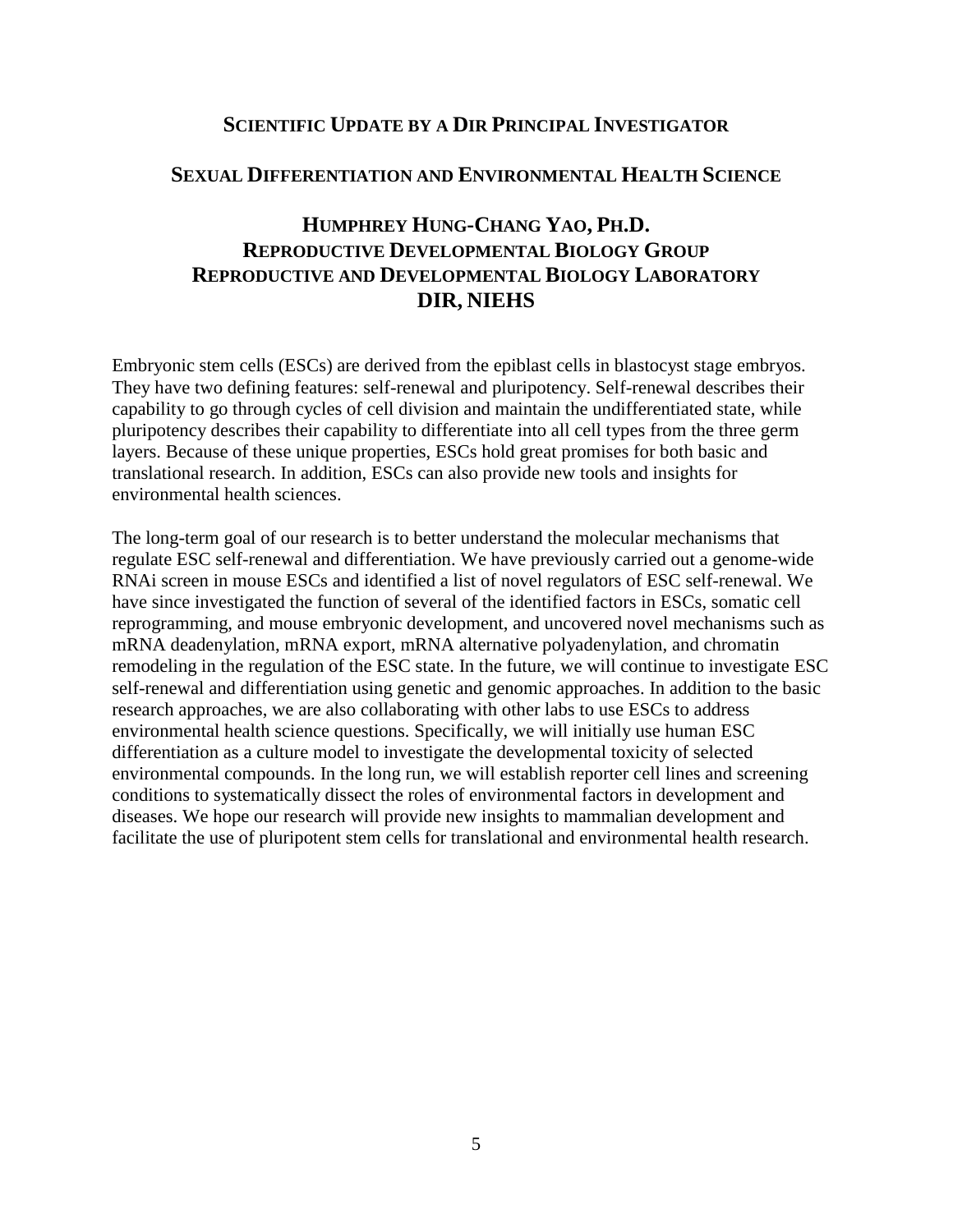## Scientific Update by a DIR Principal Investigator

## Sexual Differentiation and Environmental Health Science

### Humphrey Hung-Chang Yao, Ph.D.
### Reproductive Developmental Biology Group
### Reproductive and Developmental Biology Laboratory
### DIR, NIEHS

Embryonic stem cells (ESCs) are derived from the epiblast cells in blastocyst stage embryos. They have two defining features: self-renewal and pluripotency. Self-renewal describes their capability to go through cycles of cell division and maintain the undifferentiated state, while pluripotency describes their capability to differentiate into all cell types from the three germ layers. Because of these unique properties, ESCs hold great promises for both basic and translational research. In addition, ESCs can also provide new tools and insights for environmental health sciences.

The long-term goal of our research is to better understand the molecular mechanisms that regulate ESC self-renewal and differentiation. We have previously carried out a genome-wide RNAi screen in mouse ESCs and identified a list of novel regulators of ESC self-renewal. We have since investigated the function of several of the identified factors in ESCs, somatic cell reprogramming, and mouse embryonic development, and uncovered novel mechanisms such as mRNA deadenylation, mRNA export, mRNA alternative polyadenylation, and chromatin remodeling in the regulation of the ESC state. In the future, we will continue to investigate ESC self-renewal and differentiation using genetic and genomic approaches. In addition to the basic research approaches, we are also collaborating with other labs to use ESCs to address environmental health science questions. Specifically, we will initially use human ESC differentiation as a culture model to investigate the developmental toxicity of selected environmental compounds. In the long run, we will establish reporter cell lines and screening conditions to systematically dissect the roles of environmental factors in development and diseases. We hope our research will provide new insights to mammalian development and facilitate the use of pluripotent stem cells for translational and environmental health research.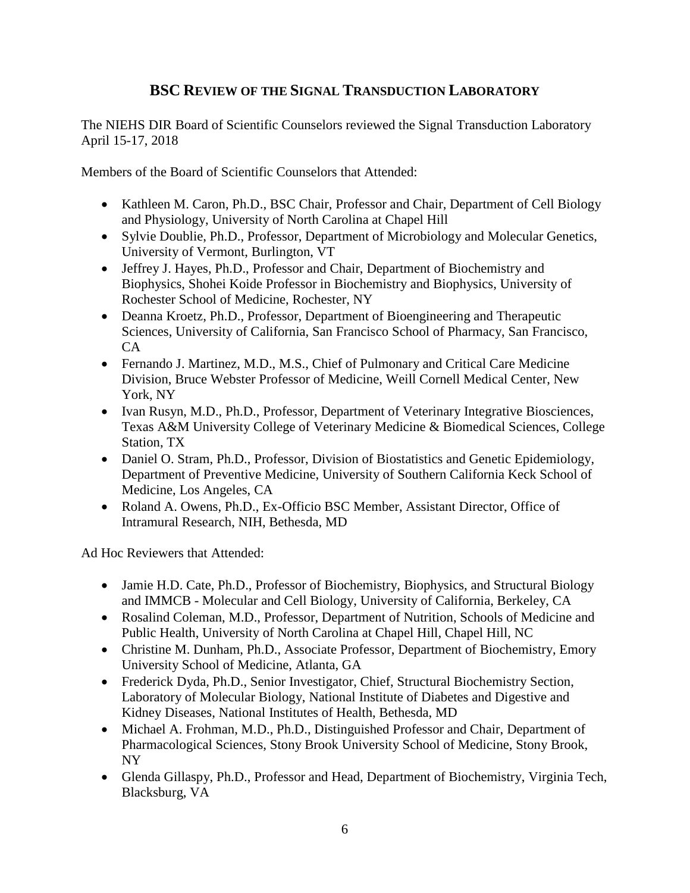## BSC REVIEW OF THE SIGNAL TRANSDUCTION LABORATORY

The NIEHS DIR Board of Scientific Counselors reviewed the Signal Transduction Laboratory April 15-17, 2018

Members of the Board of Scientific Counselors that Attended:

- Kathleen M. Caron, Ph.D., BSC Chair, Professor and Chair, Department of Cell Biology and Physiology, University of North Carolina at Chapel Hill
- Sylvie Doublie, Ph.D., Professor, Department of Microbiology and Molecular Genetics, University of Vermont, Burlington, VT
- Jeffrey J. Hayes, Ph.D., Professor and Chair, Department of Biochemistry and Biophysics, Shohei Koide Professor in Biochemistry and Biophysics, University of Rochester School of Medicine, Rochester, NY
- Deanna Kroetz, Ph.D., Professor, Department of Bioengineering and Therapeutic Sciences, University of California, San Francisco School of Pharmacy, San Francisco, CA
- Fernando J. Martinez, M.D., M.S., Chief of Pulmonary and Critical Care Medicine Division, Bruce Webster Professor of Medicine, Weill Cornell Medical Center, New York, NY
- Ivan Rusyn, M.D., Ph.D., Professor, Department of Veterinary Integrative Biosciences, Texas A&M University College of Veterinary Medicine & Biomedical Sciences, College Station, TX
- Daniel O. Stram, Ph.D., Professor, Division of Biostatistics and Genetic Epidemiology, Department of Preventive Medicine, University of Southern California Keck School of Medicine, Los Angeles, CA
- Roland A. Owens, Ph.D., Ex-Officio BSC Member, Assistant Director, Office of Intramural Research, NIH, Bethesda, MD

Ad Hoc Reviewers that Attended:

- Jamie H.D. Cate, Ph.D., Professor of Biochemistry, Biophysics, and Structural Biology and IMMCB - Molecular and Cell Biology, University of California, Berkeley, CA
- Rosalind Coleman, M.D., Professor, Department of Nutrition, Schools of Medicine and Public Health, University of North Carolina at Chapel Hill, Chapel Hill, NC
- Christine M. Dunham, Ph.D., Associate Professor, Department of Biochemistry, Emory University School of Medicine, Atlanta, GA
- Frederick Dyda, Ph.D., Senior Investigator, Chief, Structural Biochemistry Section, Laboratory of Molecular Biology, National Institute of Diabetes and Digestive and Kidney Diseases, National Institutes of Health, Bethesda, MD
- Michael A. Frohman, M.D., Ph.D., Distinguished Professor and Chair, Department of Pharmacological Sciences, Stony Brook University School of Medicine, Stony Brook, NY
- Glenda Gillaspy, Ph.D., Professor and Head, Department of Biochemistry, Virginia Tech, Blacksburg, VA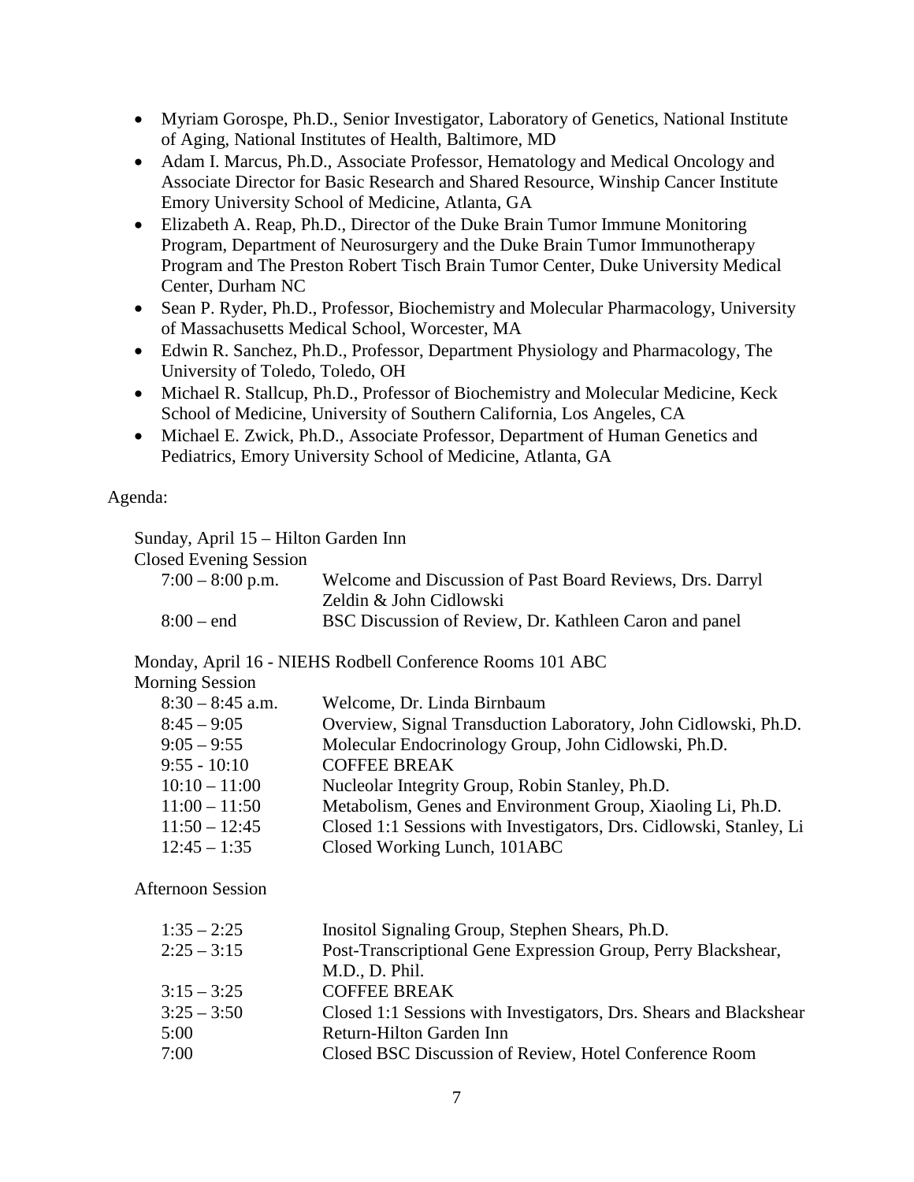- Myriam Gorospe, Ph.D., Senior Investigator, Laboratory of Genetics, National Institute of Aging, National Institutes of Health, Baltimore, MD
- Adam I. Marcus, Ph.D., Associate Professor, Hematology and Medical Oncology and Associate Director for Basic Research and Shared Resource, Winship Cancer Institute Emory University School of Medicine, Atlanta, GA
- Elizabeth A. Reap, Ph.D., Director of the Duke Brain Tumor Immune Monitoring Program, Department of Neurosurgery and the Duke Brain Tumor Immunotherapy Program and The Preston Robert Tisch Brain Tumor Center, Duke University Medical Center, Durham NC
- Sean P. Ryder, Ph.D., Professor, Biochemistry and Molecular Pharmacology, University of Massachusetts Medical School, Worcester, MA
- Edwin R. Sanchez, Ph.D., Professor, Department Physiology and Pharmacology, The University of Toledo, Toledo, OH
- Michael R. Stallcup, Ph.D., Professor of Biochemistry and Molecular Medicine, Keck School of Medicine, University of Southern California, Los Angeles, CA
- Michael E. Zwick, Ph.D., Associate Professor, Department of Human Genetics and Pediatrics, Emory University School of Medicine, Atlanta, GA

Agenda:

Sunday, April 15 – Hilton Garden Inn

Closed Evening Session

| | |
|---|---|
| 7:00 – 8:00 p.m. | Welcome and Discussion of Past Board Reviews, Drs. Darryl Zeldin & John Cidlowski |
| 8:00 – end | BSC Discussion of Review, Dr. Kathleen Caron and panel |

Monday, April 16 - NIEHS Rodbell Conference Rooms 101 ABC

Morning Session

| | |
|---|---|
| 8:30 – 8:45 a.m. | Welcome, Dr. Linda Birnbaum |
| 8:45 – 9:05 | Overview, Signal Transduction Laboratory, John Cidlowski, Ph.D. |
| 9:05 – 9:55 | Molecular Endocrinology Group, John Cidlowski, Ph.D. |
| 9:55 - 10:10 | COFFEE BREAK |
| 10:10 – 11:00 | Nucleolar Integrity Group, Robin Stanley, Ph.D. |
| 11:00 – 11:50 | Metabolism, Genes and Environment Group, Xiaoling Li, Ph.D. |
| 11:50 – 12:45 | Closed 1:1 Sessions with Investigators, Drs. Cidlowski, Stanley, Li |
| 12:45 – 1:35 | Closed Working Lunch, 101ABC |

Afternoon Session

| | |
|---|---|
| 1:35 – 2:25 | Inositol Signaling Group, Stephen Shears, Ph.D. |
| 2:25 – 3:15 | Post-Transcriptional Gene Expression Group, Perry Blackshear, M.D., D. Phil. |
| 3:15 – 3:25 | COFFEE BREAK |
| 3:25 – 3:50 | Closed 1:1 Sessions with Investigators, Drs. Shears and Blackshear |
| 5:00 | Return-Hilton Garden Inn |
| 7:00 | Closed BSC Discussion of Review, Hotel Conference Room |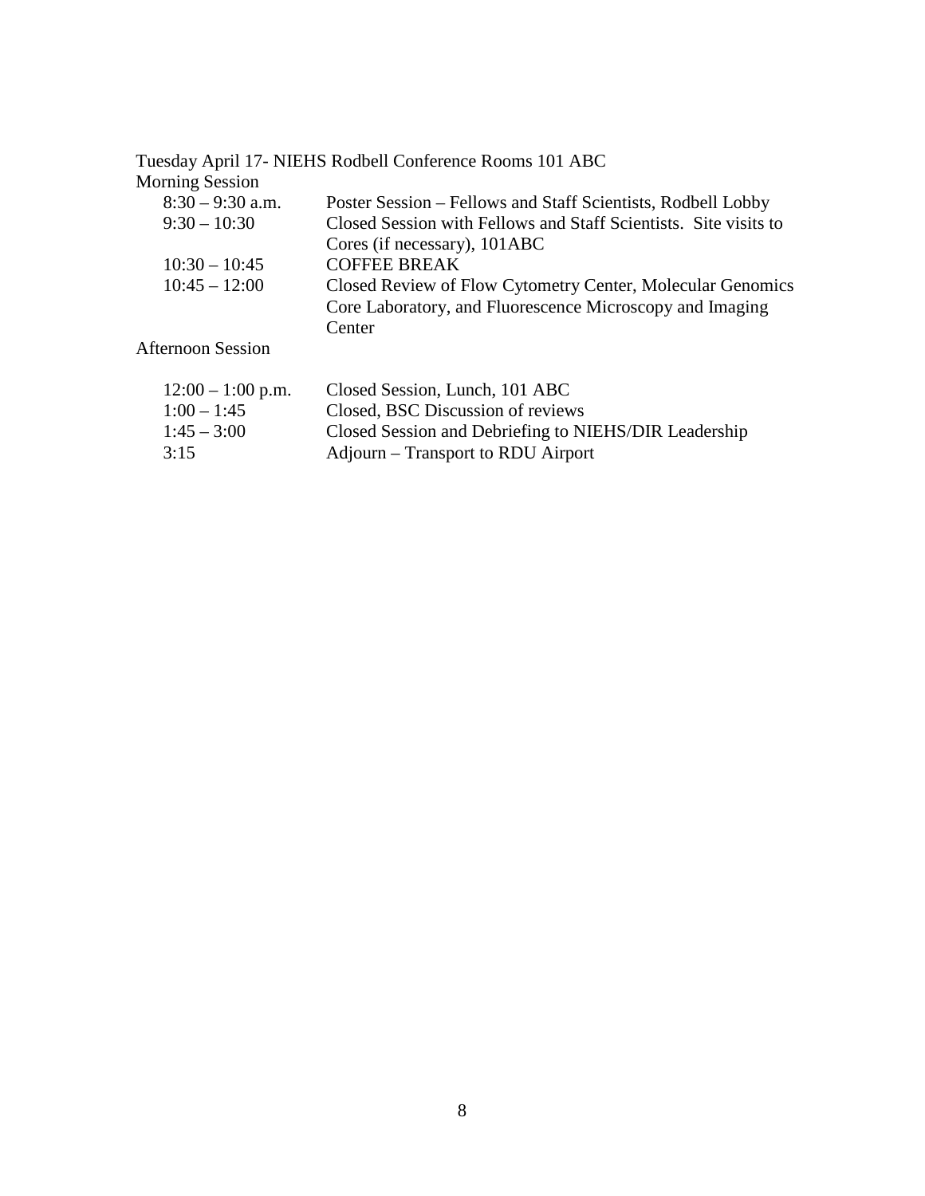Tuesday April 17- NIEHS Rodbell Conference Rooms 101 ABC

Morning Session

| | |
|---|---|
| 8:30 – 9:30 a.m. | Poster Session – Fellows and Staff Scientists, Rodbell Lobby |
| 9:30 – 10:30 | Closed Session with Fellows and Staff Scientists. Site visits to Cores (if necessary), 101ABC |
| 10:30 – 10:45 | COFFEE BREAK |
| 10:45 – 12:00 | Closed Review of Flow Cytometry Center, Molecular Genomics Core Laboratory, and Fluorescence Microscopy and Imaging Center |

Afternoon Session

| | |
|---|---|
| 12:00 – 1:00 p.m. | Closed Session, Lunch, 101 ABC |
| 1:00 – 1:45 | Closed, BSC Discussion of reviews |
| 1:45 – 3:00 | Closed Session and Debriefing to NIEHS/DIR Leadership |
| 3:15 | Adjourn – Transport to RDU Airport |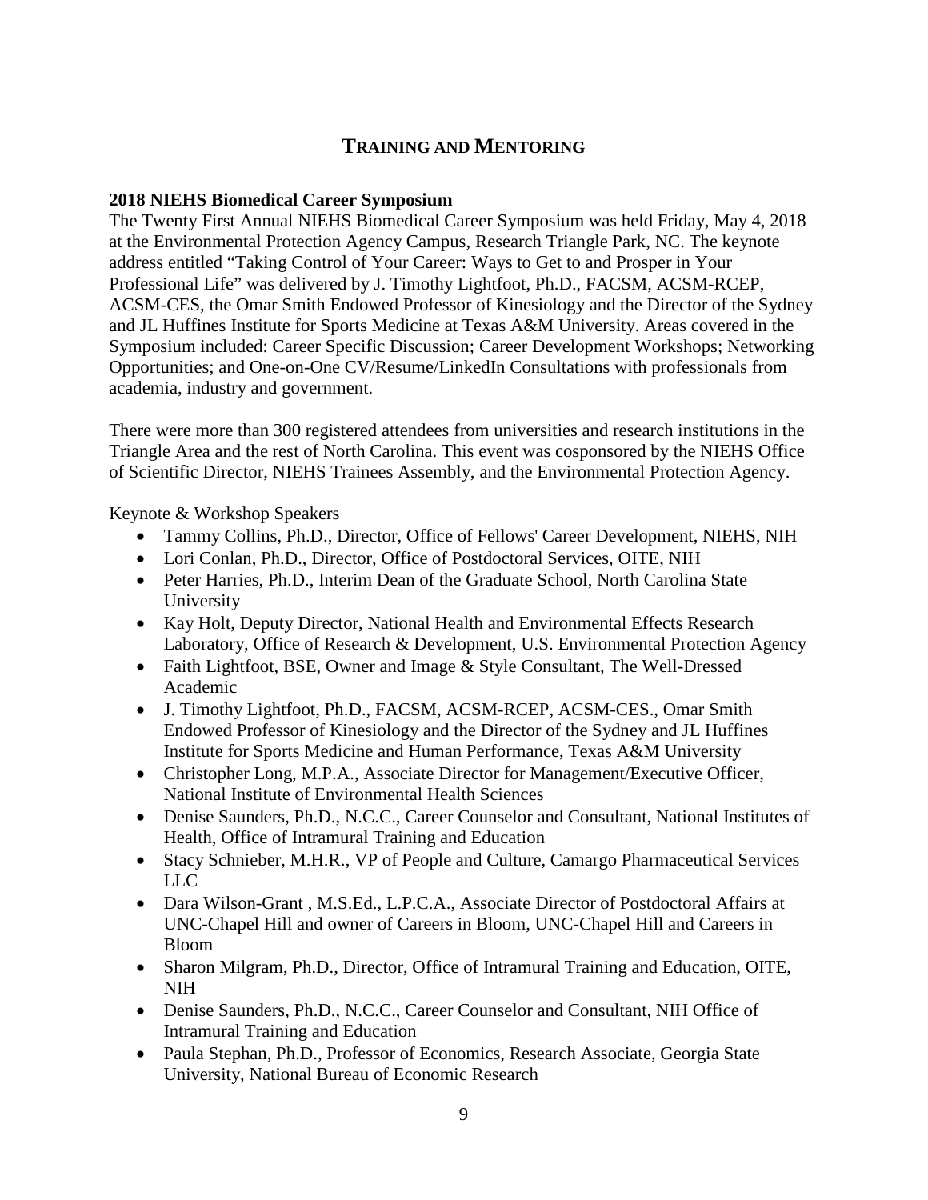## TRAINING AND MENTORING

### 2018 NIEHS Biomedical Career Symposium

The Twenty First Annual NIEHS Biomedical Career Symposium was held Friday, May 4, 2018 at the Environmental Protection Agency Campus, Research Triangle Park, NC. The keynote address entitled "Taking Control of Your Career: Ways to Get to and Prosper in Your Professional Life" was delivered by J. Timothy Lightfoot, Ph.D., FACSM, ACSM-RCEP, ACSM-CES, the Omar Smith Endowed Professor of Kinesiology and the Director of the Sydney and JL Huffines Institute for Sports Medicine at Texas A&M University. Areas covered in the Symposium included: Career Specific Discussion; Career Development Workshops; Networking Opportunities; and One-on-One CV/Resume/LinkedIn Consultations with professionals from academia, industry and government.

There were more than 300 registered attendees from universities and research institutions in the Triangle Area and the rest of North Carolina. This event was cosponsored by the NIEHS Office of Scientific Director, NIEHS Trainees Assembly, and the Environmental Protection Agency.

Keynote & Workshop Speakers

- Tammy Collins, Ph.D., Director, Office of Fellows' Career Development, NIEHS, NIH
- Lori Conlan, Ph.D., Director, Office of Postdoctoral Services, OITE, NIH
- Peter Harries, Ph.D., Interim Dean of the Graduate School, North Carolina State University
- Kay Holt, Deputy Director, National Health and Environmental Effects Research Laboratory, Office of Research & Development, U.S. Environmental Protection Agency
- Faith Lightfoot, BSE, Owner and Image & Style Consultant, The Well-Dressed Academic
- J. Timothy Lightfoot, Ph.D., FACSM, ACSM-RCEP, ACSM-CES., Omar Smith Endowed Professor of Kinesiology and the Director of the Sydney and JL Huffines Institute for Sports Medicine and Human Performance, Texas A&M University
- Christopher Long, M.P.A., Associate Director for Management/Executive Officer, National Institute of Environmental Health Sciences
- Denise Saunders, Ph.D., N.C.C., Career Counselor and Consultant, National Institutes of Health, Office of Intramural Training and Education
- Stacy Schnieber, M.H.R., VP of People and Culture, Camargo Pharmaceutical Services LLC
- Dara Wilson-Grant , M.S.Ed., L.P.C.A., Associate Director of Postdoctoral Affairs at UNC-Chapel Hill and owner of Careers in Bloom, UNC-Chapel Hill and Careers in Bloom
- Sharon Milgram, Ph.D., Director, Office of Intramural Training and Education, OITE, NIH
- Denise Saunders, Ph.D., N.C.C., Career Counselor and Consultant, NIH Office of Intramural Training and Education
- Paula Stephan, Ph.D., Professor of Economics, Research Associate, Georgia State University, National Bureau of Economic Research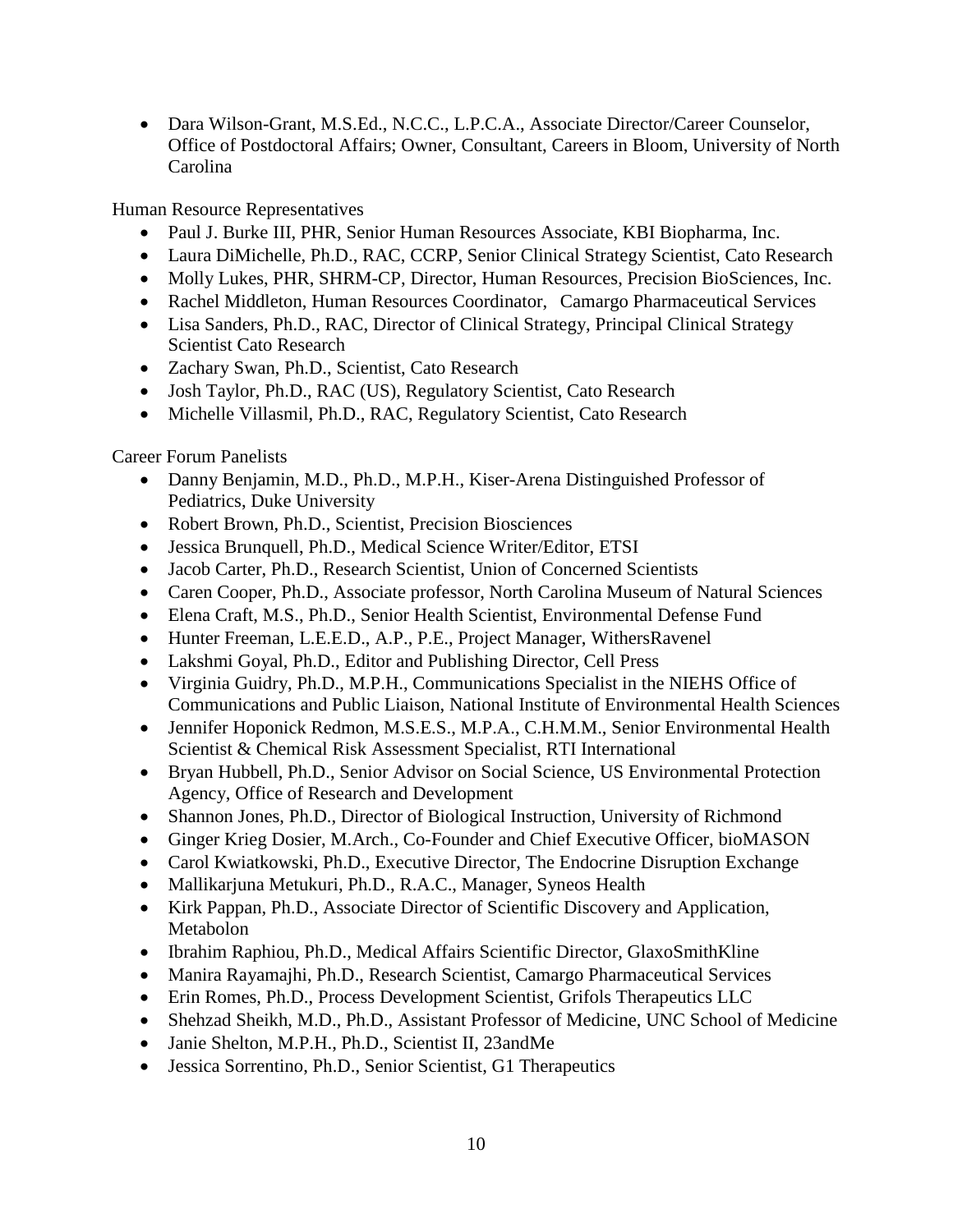- Dara Wilson-Grant, M.S.Ed., N.C.C., L.P.C.A., Associate Director/Career Counselor, Office of Postdoctoral Affairs; Owner, Consultant, Careers in Bloom, University of North Carolina

Human Resource Representatives

- Paul J. Burke III, PHR, Senior Human Resources Associate, KBI Biopharma, Inc.
- Laura DiMichelle, Ph.D., RAC, CCRP, Senior Clinical Strategy Scientist, Cato Research
- Molly Lukes, PHR, SHRM-CP, Director, Human Resources, Precision BioSciences, Inc.
- Rachel Middleton, Human Resources Coordinator, Camargo Pharmaceutical Services
- Lisa Sanders, Ph.D., RAC, Director of Clinical Strategy, Principal Clinical Strategy Scientist Cato Research
- Zachary Swan, Ph.D., Scientist, Cato Research
- Josh Taylor, Ph.D., RAC (US), Regulatory Scientist, Cato Research
- Michelle Villasmil, Ph.D., RAC, Regulatory Scientist, Cato Research

Career Forum Panelists

- Danny Benjamin, M.D., Ph.D., M.P.H., Kiser-Arena Distinguished Professor of Pediatrics, Duke University
- Robert Brown, Ph.D., Scientist, Precision Biosciences
- Jessica Brunquell, Ph.D., Medical Science Writer/Editor, ETSI
- Jacob Carter, Ph.D., Research Scientist, Union of Concerned Scientists
- Caren Cooper, Ph.D., Associate professor, North Carolina Museum of Natural Sciences
- Elena Craft, M.S., Ph.D., Senior Health Scientist, Environmental Defense Fund
- Hunter Freeman, L.E.E.D., A.P., P.E., Project Manager, WithersRavenel
- Lakshmi Goyal, Ph.D., Editor and Publishing Director, Cell Press
- Virginia Guidry, Ph.D., M.P.H., Communications Specialist in the NIEHS Office of Communications and Public Liaison, National Institute of Environmental Health Sciences
- Jennifer Hoponick Redmon, M.S.E.S., M.P.A., C.H.M.M., Senior Environmental Health Scientist & Chemical Risk Assessment Specialist, RTI International
- Bryan Hubbell, Ph.D., Senior Advisor on Social Science, US Environmental Protection Agency, Office of Research and Development
- Shannon Jones, Ph.D., Director of Biological Instruction, University of Richmond
- Ginger Krieg Dosier, M.Arch., Co-Founder and Chief Executive Officer, bioMASON
- Carol Kwiatkowski, Ph.D., Executive Director, The Endocrine Disruption Exchange
- Mallikarjuna Metukuri, Ph.D., R.A.C., Manager, Syneos Health
- Kirk Pappan, Ph.D., Associate Director of Scientific Discovery and Application, Metabolon
- Ibrahim Raphiou, Ph.D., Medical Affairs Scientific Director, GlaxoSmithKline
- Manira Rayamajhi, Ph.D., Research Scientist, Camargo Pharmaceutical Services
- Erin Romes, Ph.D., Process Development Scientist, Grifols Therapeutics LLC
- Shehzad Sheikh, M.D., Ph.D., Assistant Professor of Medicine, UNC School of Medicine
- Janie Shelton, M.P.H., Ph.D., Scientist II, 23andMe
- Jessica Sorrentino, Ph.D., Senior Scientist, G1 Therapeutics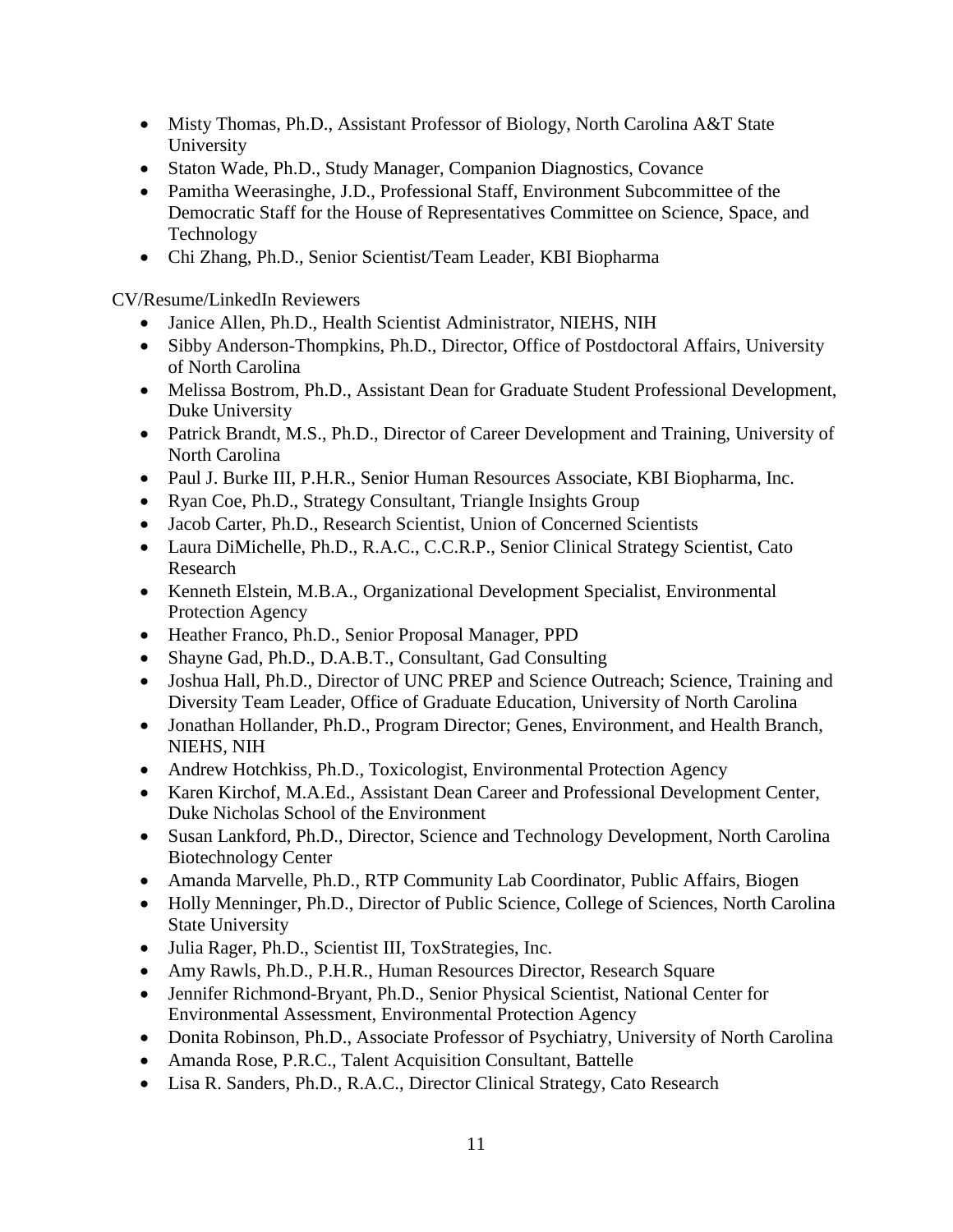- Misty Thomas, Ph.D., Assistant Professor of Biology, North Carolina A&T State University
- Staton Wade, Ph.D., Study Manager, Companion Diagnostics, Covance
- Pamitha Weerasinghe, J.D., Professional Staff, Environment Subcommittee of the Democratic Staff for the House of Representatives Committee on Science, Space, and Technology
- Chi Zhang, Ph.D., Senior Scientist/Team Leader, KBI Biopharma

CV/Resume/LinkedIn Reviewers

- Janice Allen, Ph.D., Health Scientist Administrator, NIEHS, NIH
- Sibby Anderson-Thompkins, Ph.D., Director, Office of Postdoctoral Affairs, University of North Carolina
- Melissa Bostrom, Ph.D., Assistant Dean for Graduate Student Professional Development, Duke University
- Patrick Brandt, M.S., Ph.D., Director of Career Development and Training, University of North Carolina
- Paul J. Burke III, P.H.R., Senior Human Resources Associate, KBI Biopharma, Inc.
- Ryan Coe, Ph.D., Strategy Consultant, Triangle Insights Group
- Jacob Carter, Ph.D., Research Scientist, Union of Concerned Scientists
- Laura DiMichelle, Ph.D., R.A.C., C.C.R.P., Senior Clinical Strategy Scientist, Cato Research
- Kenneth Elstein, M.B.A., Organizational Development Specialist, Environmental Protection Agency
- Heather Franco, Ph.D., Senior Proposal Manager, PPD
- Shayne Gad, Ph.D., D.A.B.T., Consultant, Gad Consulting
- Joshua Hall, Ph.D., Director of UNC PREP and Science Outreach; Science, Training and Diversity Team Leader, Office of Graduate Education, University of North Carolina
- Jonathan Hollander, Ph.D., Program Director; Genes, Environment, and Health Branch, NIEHS, NIH
- Andrew Hotchkiss, Ph.D., Toxicologist, Environmental Protection Agency
- Karen Kirchof, M.A.Ed., Assistant Dean Career and Professional Development Center, Duke Nicholas School of the Environment
- Susan Lankford, Ph.D., Director, Science and Technology Development, North Carolina Biotechnology Center
- Amanda Marvelle, Ph.D., RTP Community Lab Coordinator, Public Affairs, Biogen
- Holly Menninger, Ph.D., Director of Public Science, College of Sciences, North Carolina State University
- Julia Rager, Ph.D., Scientist III, ToxStrategies, Inc.
- Amy Rawls, Ph.D., P.H.R., Human Resources Director, Research Square
- Jennifer Richmond-Bryant, Ph.D., Senior Physical Scientist, National Center for Environmental Assessment, Environmental Protection Agency
- Donita Robinson, Ph.D., Associate Professor of Psychiatry, University of North Carolina
- Amanda Rose, P.R.C., Talent Acquisition Consultant, Battelle
- Lisa R. Sanders, Ph.D., R.A.C., Director Clinical Strategy, Cato Research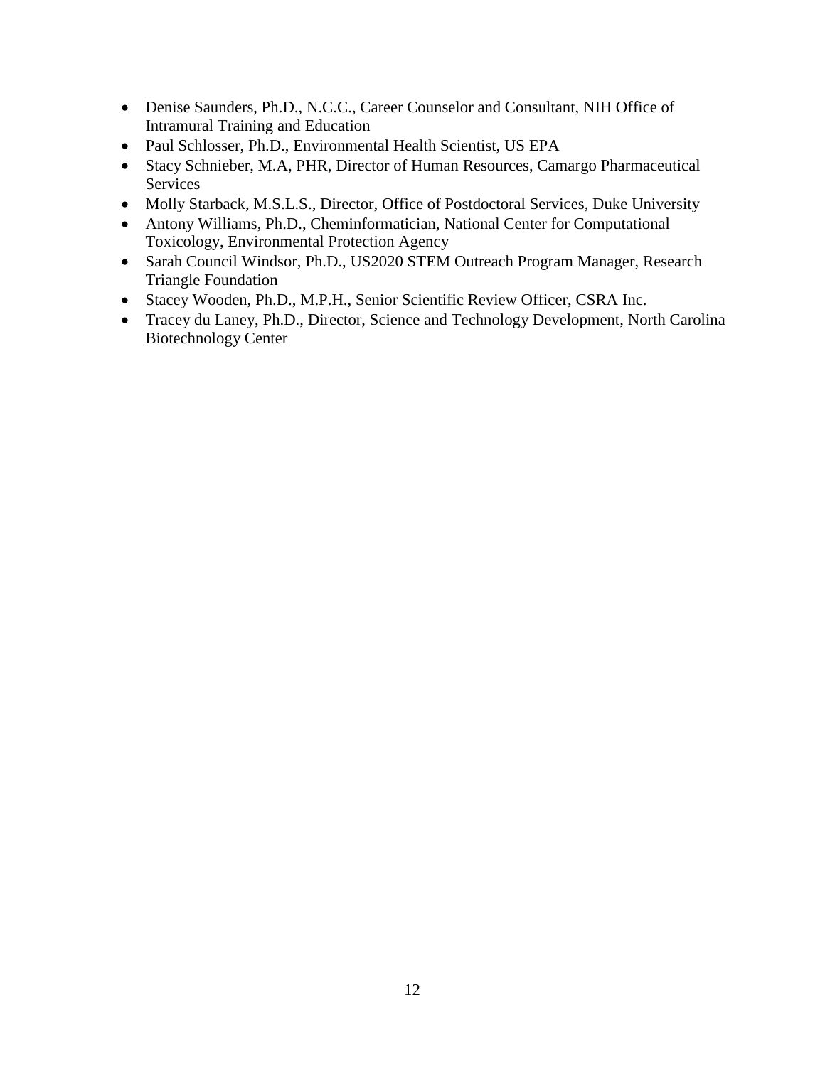- Denise Saunders, Ph.D., N.C.C., Career Counselor and Consultant, NIH Office of Intramural Training and Education
- Paul Schlosser, Ph.D., Environmental Health Scientist, US EPA
- Stacy Schnieber, M.A, PHR, Director of Human Resources, Camargo Pharmaceutical Services
- Molly Starback, M.S.L.S., Director, Office of Postdoctoral Services, Duke University
- Antony Williams, Ph.D., Cheminformatician, National Center for Computational Toxicology, Environmental Protection Agency
- Sarah Council Windsor, Ph.D., US2020 STEM Outreach Program Manager, Research Triangle Foundation
- Stacey Wooden, Ph.D., M.P.H., Senior Scientific Review Officer, CSRA Inc.
- Tracey du Laney, Ph.D., Director, Science and Technology Development, North Carolina Biotechnology Center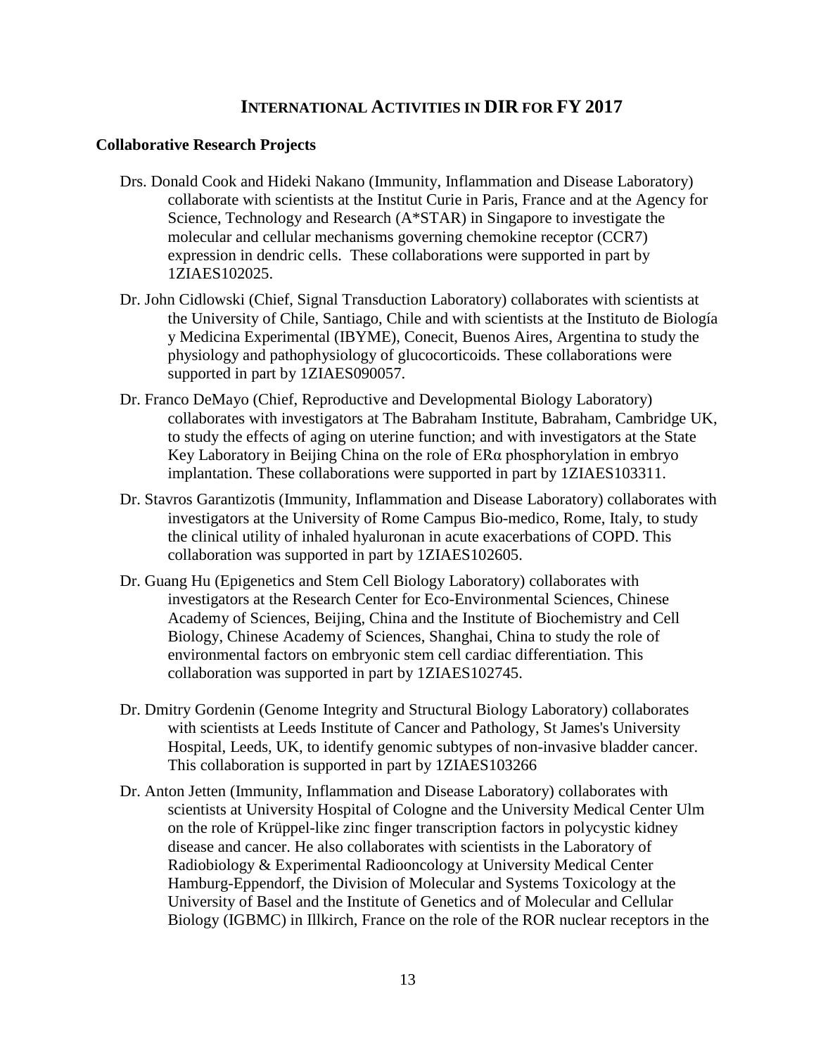# INTERNATIONAL ACTIVITIES IN DIR FOR FY 2017

## Collaborative Research Projects

Drs. Donald Cook and Hideki Nakano (Immunity, Inflammation and Disease Laboratory) collaborate with scientists at the Institut Curie in Paris, France and at the Agency for Science, Technology and Research (A*STAR) in Singapore to investigate the molecular and cellular mechanisms governing chemokine receptor (CCR7) expression in dendric cells. These collaborations were supported in part by 1ZIAES102025.

Dr. John Cidlowski (Chief, Signal Transduction Laboratory) collaborates with scientists at the University of Chile, Santiago, Chile and with scientists at the Instituto de Biología y Medicina Experimental (IBYME), Conecit, Buenos Aires, Argentina to study the physiology and pathophysiology of glucocorticoids. These collaborations were supported in part by 1ZIAES090057.

Dr. Franco DeMayo (Chief, Reproductive and Developmental Biology Laboratory) collaborates with investigators at The Babraham Institute, Babraham, Cambridge UK, to study the effects of aging on uterine function; and with investigators at the State Key Laboratory in Beijing China on the role of ERα phosphorylation in embryo implantation. These collaborations were supported in part by 1ZIAES103311.

Dr. Stavros Garantizotis (Immunity, Inflammation and Disease Laboratory) collaborates with investigators at the University of Rome Campus Bio-medico, Rome, Italy, to study the clinical utility of inhaled hyaluronan in acute exacerbations of COPD. This collaboration was supported in part by 1ZIAES102605.

Dr. Guang Hu (Epigenetics and Stem Cell Biology Laboratory) collaborates with investigators at the Research Center for Eco-Environmental Sciences, Chinese Academy of Sciences, Beijing, China and the Institute of Biochemistry and Cell Biology, Chinese Academy of Sciences, Shanghai, China to study the role of environmental factors on embryonic stem cell cardiac differentiation. This collaboration was supported in part by 1ZIAES102745.

Dr. Dmitry Gordenin (Genome Integrity and Structural Biology Laboratory) collaborates with scientists at Leeds Institute of Cancer and Pathology, St James's University Hospital, Leeds, UK, to identify genomic subtypes of non-invasive bladder cancer. This collaboration is supported in part by 1ZIAES103266

Dr. Anton Jetten (Immunity, Inflammation and Disease Laboratory) collaborates with scientists at University Hospital of Cologne and the University Medical Center Ulm on the role of Krüppel-like zinc finger transcription factors in polycystic kidney disease and cancer. He also collaborates with scientists in the Laboratory of Radiobiology & Experimental Radiooncology at University Medical Center Hamburg-Eppendorf, the Division of Molecular and Systems Toxicology at the University of Basel and the Institute of Genetics and of Molecular and Cellular Biology (IGBMC) in Illkirch, France on the role of the ROR nuclear receptors in the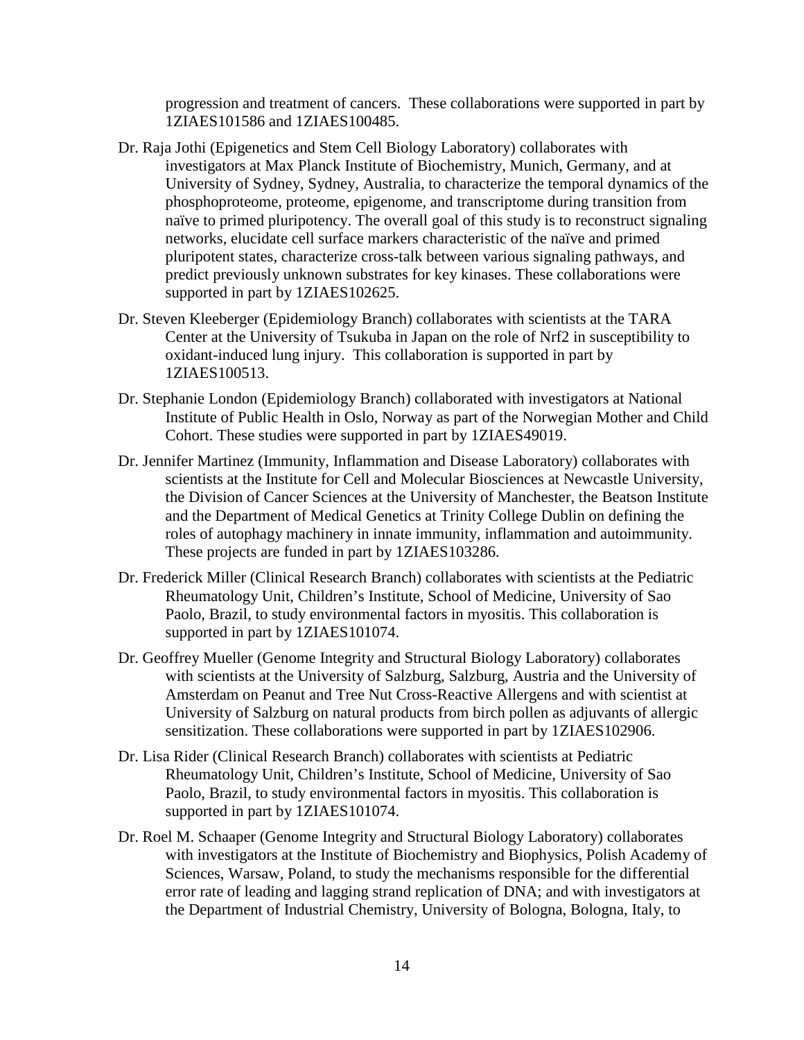progression and treatment of cancers. These collaborations were supported in part by 1ZIAES101586 and 1ZIAES100485.

Dr. Raja Jothi (Epigenetics and Stem Cell Biology Laboratory) collaborates with investigators at Max Planck Institute of Biochemistry, Munich, Germany, and at University of Sydney, Sydney, Australia, to characterize the temporal dynamics of the phosphoproteome, proteome, epigenome, and transcriptome during transition from naïve to primed pluripotency. The overall goal of this study is to reconstruct signaling networks, elucidate cell surface markers characteristic of the naïve and primed pluripotent states, characterize cross-talk between various signaling pathways, and predict previously unknown substrates for key kinases. These collaborations were supported in part by 1ZIAES102625.

Dr. Steven Kleeberger (Epidemiology Branch) collaborates with scientists at the TARA Center at the University of Tsukuba in Japan on the role of Nrf2 in susceptibility to oxidant-induced lung injury. This collaboration is supported in part by 1ZIAES100513.

Dr. Stephanie London (Epidemiology Branch) collaborated with investigators at National Institute of Public Health in Oslo, Norway as part of the Norwegian Mother and Child Cohort. These studies were supported in part by 1ZIAES49019.

Dr. Jennifer Martinez (Immunity, Inflammation and Disease Laboratory) collaborates with scientists at the Institute for Cell and Molecular Biosciences at Newcastle University, the Division of Cancer Sciences at the University of Manchester, the Beatson Institute and the Department of Medical Genetics at Trinity College Dublin on defining the roles of autophagy machinery in innate immunity, inflammation and autoimmunity. These projects are funded in part by 1ZIAES103286.

Dr. Frederick Miller (Clinical Research Branch) collaborates with scientists at the Pediatric Rheumatology Unit, Children's Institute, School of Medicine, University of Sao Paolo, Brazil, to study environmental factors in myositis. This collaboration is supported in part by 1ZIAES101074.

Dr. Geoffrey Mueller (Genome Integrity and Structural Biology Laboratory) collaborates with scientists at the University of Salzburg, Salzburg, Austria and the University of Amsterdam on Peanut and Tree Nut Cross-Reactive Allergens and with scientist at University of Salzburg on natural products from birch pollen as adjuvants of allergic sensitization. These collaborations were supported in part by 1ZIAES102906.

Dr. Lisa Rider (Clinical Research Branch) collaborates with scientists at Pediatric Rheumatology Unit, Children's Institute, School of Medicine, University of Sao Paolo, Brazil, to study environmental factors in myositis. This collaboration is supported in part by 1ZIAES101074.

Dr. Roel M. Schaaper (Genome Integrity and Structural Biology Laboratory) collaborates with investigators at the Institute of Biochemistry and Biophysics, Polish Academy of Sciences, Warsaw, Poland, to study the mechanisms responsible for the differential error rate of leading and lagging strand replication of DNA; and with investigators at the Department of Industrial Chemistry, University of Bologna, Bologna, Italy, to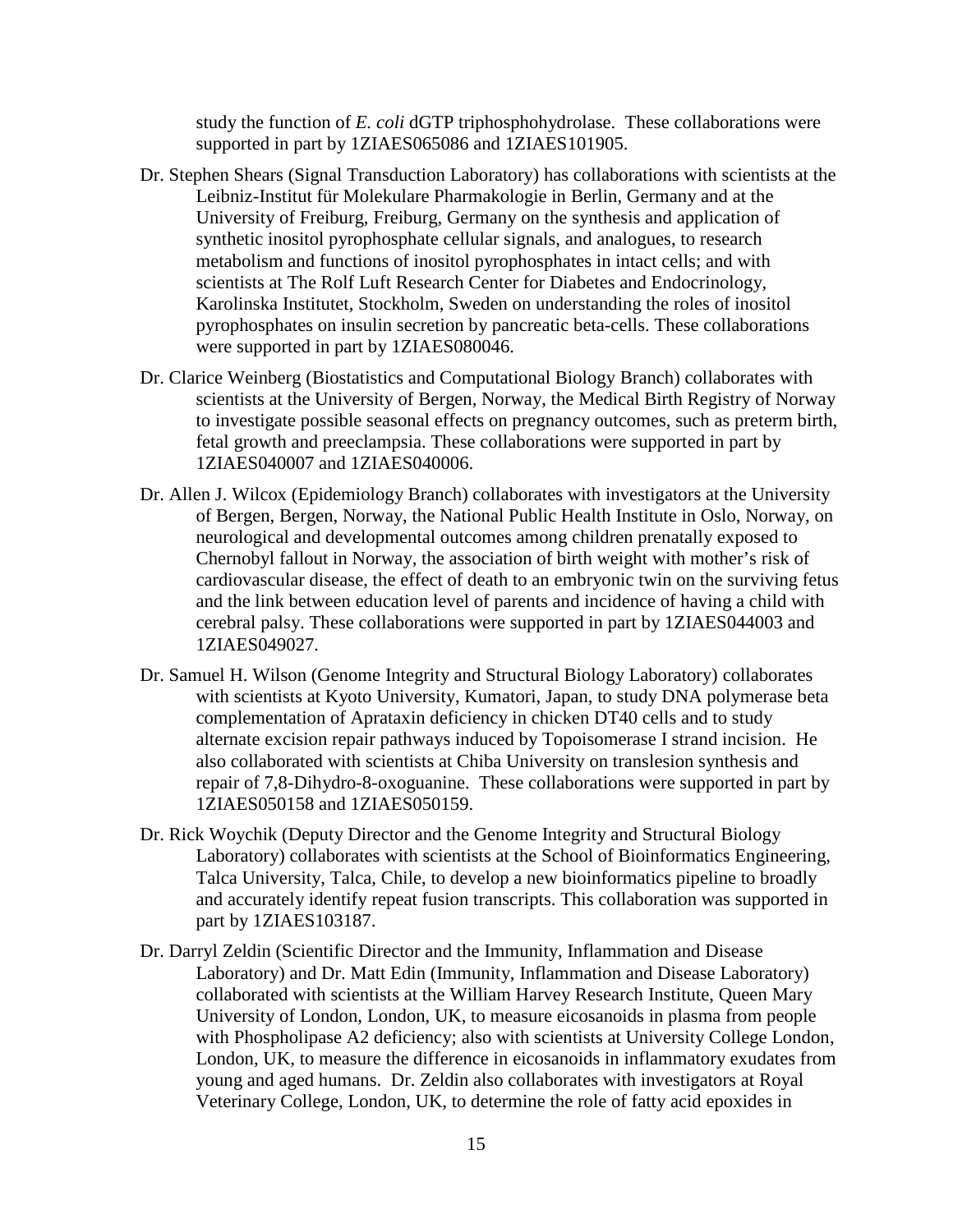study the function of *E. coli* dGTP triphosphohydrolase. These collaborations were supported in part by 1ZIAES065086 and 1ZIAES101905.

Dr. Stephen Shears (Signal Transduction Laboratory) has collaborations with scientists at the Leibniz-Institut für Molekulare Pharmakologie in Berlin, Germany and at the University of Freiburg, Freiburg, Germany on the synthesis and application of synthetic inositol pyrophosphate cellular signals, and analogues, to research metabolism and functions of inositol pyrophosphates in intact cells; and with scientists at The Rolf Luft Research Center for Diabetes and Endocrinology, Karolinska Institutet, Stockholm, Sweden on understanding the roles of inositol pyrophosphates on insulin secretion by pancreatic beta-cells. These collaborations were supported in part by 1ZIAES080046.

Dr. Clarice Weinberg (Biostatistics and Computational Biology Branch) collaborates with scientists at the University of Bergen, Norway, the Medical Birth Registry of Norway to investigate possible seasonal effects on pregnancy outcomes, such as preterm birth, fetal growth and preeclampsia. These collaborations were supported in part by 1ZIAES040007 and 1ZIAES040006.

Dr. Allen J. Wilcox (Epidemiology Branch) collaborates with investigators at the University of Bergen, Bergen, Norway, the National Public Health Institute in Oslo, Norway, on neurological and developmental outcomes among children prenatally exposed to Chernobyl fallout in Norway, the association of birth weight with mother's risk of cardiovascular disease, the effect of death to an embryonic twin on the surviving fetus and the link between education level of parents and incidence of having a child with cerebral palsy. These collaborations were supported in part by 1ZIAES044003 and 1ZIAES049027.

Dr. Samuel H. Wilson (Genome Integrity and Structural Biology Laboratory) collaborates with scientists at Kyoto University, Kumatori, Japan, to study DNA polymerase beta complementation of Aprataxin deficiency in chicken DT40 cells and to study alternate excision repair pathways induced by Topoisomerase I strand incision. He also collaborated with scientists at Chiba University on translesion synthesis and repair of 7,8-Dihydro-8-oxoguanine. These collaborations were supported in part by 1ZIAES050158 and 1ZIAES050159.

Dr. Rick Woychik (Deputy Director and the Genome Integrity and Structural Biology Laboratory) collaborates with scientists at the School of Bioinformatics Engineering, Talca University, Talca, Chile, to develop a new bioinformatics pipeline to broadly and accurately identify repeat fusion transcripts. This collaboration was supported in part by 1ZIAES103187.

Dr. Darryl Zeldin (Scientific Director and the Immunity, Inflammation and Disease Laboratory) and Dr. Matt Edin (Immunity, Inflammation and Disease Laboratory) collaborated with scientists at the William Harvey Research Institute, Queen Mary University of London, London, UK, to measure eicosanoids in plasma from people with Phospholipase A2 deficiency; also with scientists at University College London, London, UK, to measure the difference in eicosanoids in inflammatory exudates from young and aged humans. Dr. Zeldin also collaborates with investigators at Royal Veterinary College, London, UK, to determine the role of fatty acid epoxides in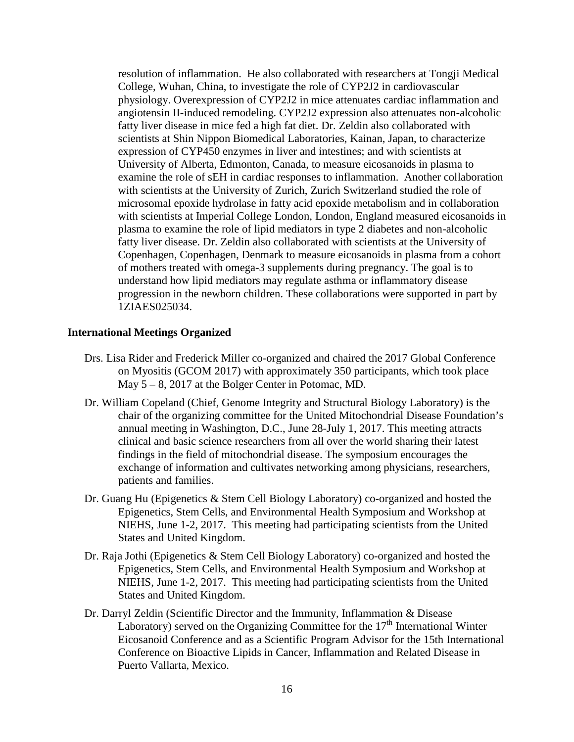resolution of inflammation. He also collaborated with researchers at Tongji Medical College, Wuhan, China, to investigate the role of CYP2J2 in cardiovascular physiology. Overexpression of CYP2J2 in mice attenuates cardiac inflammation and angiotensin II-induced remodeling. CYP2J2 expression also attenuates non-alcoholic fatty liver disease in mice fed a high fat diet. Dr. Zeldin also collaborated with scientists at Shin Nippon Biomedical Laboratories, Kainan, Japan, to characterize expression of CYP450 enzymes in liver and intestines; and with scientists at University of Alberta, Edmonton, Canada, to measure eicosanoids in plasma to examine the role of sEH in cardiac responses to inflammation. Another collaboration with scientists at the University of Zurich, Zurich Switzerland studied the role of microsomal epoxide hydrolase in fatty acid epoxide metabolism and in collaboration with scientists at Imperial College London, London, England measured eicosanoids in plasma to examine the role of lipid mediators in type 2 diabetes and non-alcoholic fatty liver disease. Dr. Zeldin also collaborated with scientists at the University of Copenhagen, Copenhagen, Denmark to measure eicosanoids in plasma from a cohort of mothers treated with omega-3 supplements during pregnancy. The goal is to understand how lipid mediators may regulate asthma or inflammatory disease progression in the newborn children. These collaborations were supported in part by 1ZIAES025034.

**International Meetings Organized**

Drs. Lisa Rider and Frederick Miller co-organized and chaired the 2017 Global Conference on Myositis (GCOM 2017) with approximately 350 participants, which took place May 5 – 8, 2017 at the Bolger Center in Potomac, MD.

Dr. William Copeland (Chief, Genome Integrity and Structural Biology Laboratory) is the chair of the organizing committee for the United Mitochondrial Disease Foundation's annual meeting in Washington, D.C., June 28-July 1, 2017. This meeting attracts clinical and basic science researchers from all over the world sharing their latest findings in the field of mitochondrial disease. The symposium encourages the exchange of information and cultivates networking among physicians, researchers, patients and families.

Dr. Guang Hu (Epigenetics & Stem Cell Biology Laboratory) co-organized and hosted the Epigenetics, Stem Cells, and Environmental Health Symposium and Workshop at NIEHS, June 1-2, 2017. This meeting had participating scientists from the United States and United Kingdom.

Dr. Raja Jothi (Epigenetics & Stem Cell Biology Laboratory) co-organized and hosted the Epigenetics, Stem Cells, and Environmental Health Symposium and Workshop at NIEHS, June 1-2, 2017. This meeting had participating scientists from the United States and United Kingdom.

Dr. Darryl Zeldin (Scientific Director and the Immunity, Inflammation & Disease Laboratory) served on the Organizing Committee for the 17th International Winter Eicosanoid Conference and as a Scientific Program Advisor for the 15th International Conference on Bioactive Lipids in Cancer, Inflammation and Related Disease in Puerto Vallarta, Mexico.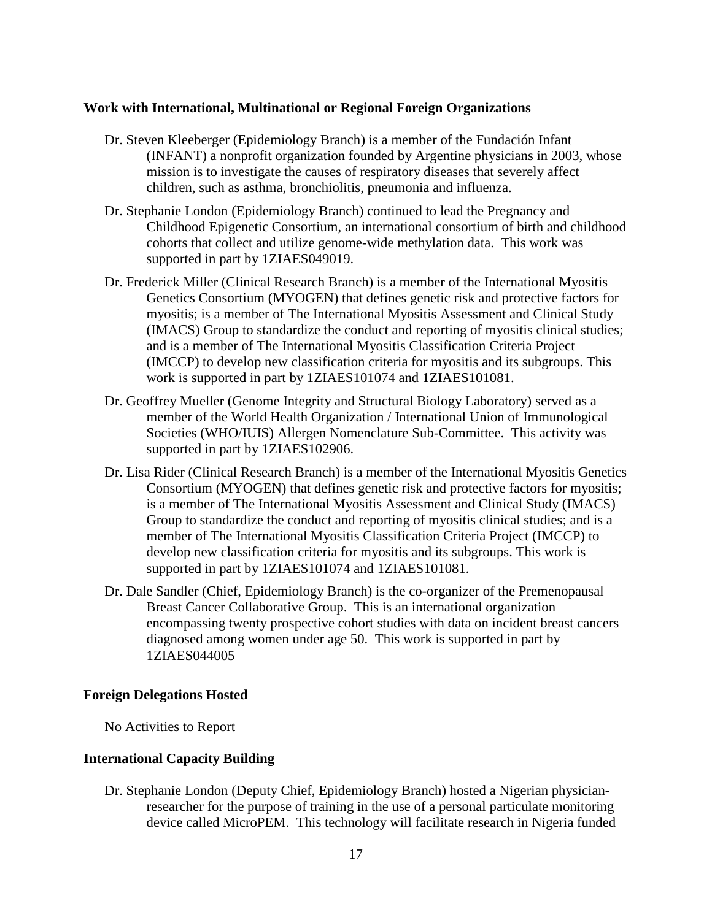**Work with International, Multinational or Regional Foreign Organizations**

Dr. Steven Kleeberger (Epidemiology Branch) is a member of the Fundación Infant (INFANT) a nonprofit organization founded by Argentine physicians in 2003, whose mission is to investigate the causes of respiratory diseases that severely affect children, such as asthma, bronchiolitis, pneumonia and influenza.

Dr. Stephanie London (Epidemiology Branch) continued to lead the Pregnancy and Childhood Epigenetic Consortium, an international consortium of birth and childhood cohorts that collect and utilize genome-wide methylation data. This work was supported in part by 1ZIAES049019.

Dr. Frederick Miller (Clinical Research Branch) is a member of the International Myositis Genetics Consortium (MYOGEN) that defines genetic risk and protective factors for myositis; is a member of The International Myositis Assessment and Clinical Study (IMACS) Group to standardize the conduct and reporting of myositis clinical studies; and is a member of The International Myositis Classification Criteria Project (IMCCP) to develop new classification criteria for myositis and its subgroups. This work is supported in part by 1ZIAES101074 and 1ZIAES101081.

Dr. Geoffrey Mueller (Genome Integrity and Structural Biology Laboratory) served as a member of the World Health Organization / International Union of Immunological Societies (WHO/IUIS) Allergen Nomenclature Sub-Committee. This activity was supported in part by 1ZIAES102906.

Dr. Lisa Rider (Clinical Research Branch) is a member of the International Myositis Genetics Consortium (MYOGEN) that defines genetic risk and protective factors for myositis; is a member of The International Myositis Assessment and Clinical Study (IMACS) Group to standardize the conduct and reporting of myositis clinical studies; and is a member of The International Myositis Classification Criteria Project (IMCCP) to develop new classification criteria for myositis and its subgroups. This work is supported in part by 1ZIAES101074 and 1ZIAES101081.

Dr. Dale Sandler (Chief, Epidemiology Branch) is the co-organizer of the Premenopausal Breast Cancer Collaborative Group. This is an international organization encompassing twenty prospective cohort studies with data on incident breast cancers diagnosed among women under age 50. This work is supported in part by 1ZIAES044005

**Foreign Delegations Hosted**

No Activities to Report

**International Capacity Building**

Dr. Stephanie London (Deputy Chief, Epidemiology Branch) hosted a Nigerian physician-researcher for the purpose of training in the use of a personal particulate monitoring device called MicroPEM. This technology will facilitate research in Nigeria funded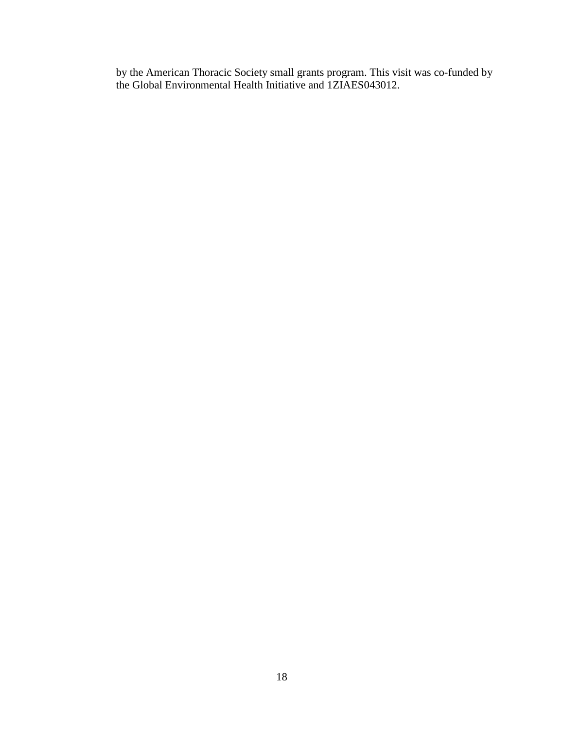by the American Thoracic Society small grants program. This visit was co-funded by the Global Environmental Health Initiative and 1ZIAES043012.